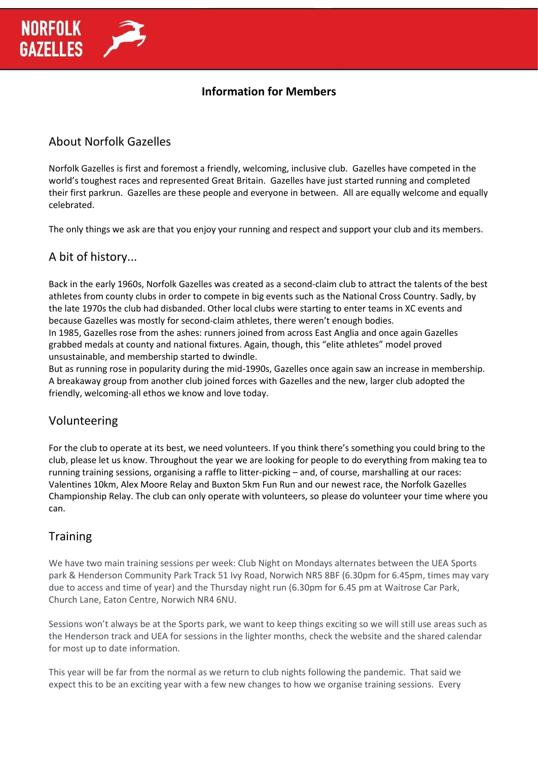# NORFOLK GAZELLES

## Information for Members

### About Norfolk Gazelles

Norfolk Gazelles is first and foremost a friendly, welcoming, inclusive club. Gazelles have competed in the world's toughest races and represented Great Britain. Gazelles have just started running and completed their first parkrun. Gazelles are these people and everyone in between. All are equally welcome and equally celebrated.

The only things we ask are that you enjoy your running and respect and support your club and its members.

### A bit of history...

Back in the early 1960s, Norfolk Gazelles was created as a second-claim club to attract the talents of the best athletes from county clubs in order to compete in big events such as the National Cross Country. Sadly, by the late 1970s the club had disbanded. Other local clubs were starting to enter teams in XC events and because Gazelles was mostly for second-claim athletes, there weren't enough bodies.

In 1985, Gazelles rose from the ashes: runners joined from across East Anglia and once again Gazelles grabbed medals at county and national fixtures. Again, though, this "elite athletes" model proved unsustainable, and membership started to dwindle.

But as running rose in popularity during the mid-1990s, Gazelles once again saw an increase in membership. A breakaway group from another club joined forces with Gazelles and the new, larger club adopted the friendly, welcoming-all ethos we know and love today.

### Volunteering

For the club to operate at its best, we need volunteers. If you think there's something you could bring to the club, please let us know. Throughout the year we are looking for people to do everything from making tea to running training sessions, organising a raffle to litter-picking – and, of course, marshalling at our races: Valentines 10km, Alex Moore Relay and Buxton 5km Fun Run and our newest race, the Norfolk Gazelles Championship Relay. The club can only operate with volunteers, so please do volunteer your time where you can.

### Training

We have two main training sessions per week: Club Night on Mondays alternates between the UEA Sports park & Henderson Community Park Track 51 Ivy Road, Norwich NR5 8BF (6.30pm for 6.45pm, times may vary due to access and time of year) and the Thursday night run (6.30pm for 6.45 pm at Waitrose Car Park, Church Lane, Eaton Centre, Norwich NR4 6NU.

Sessions won't always be at the Sports park, we want to keep things exciting so we will still use areas such as the Henderson track and UEA for sessions in the lighter months, check the website and the shared calendar for most up to date information.

This year will be far from the normal as we return to club nights following the pandemic. That said we expect this to be an exciting year with a few new changes to how we organise training sessions. Every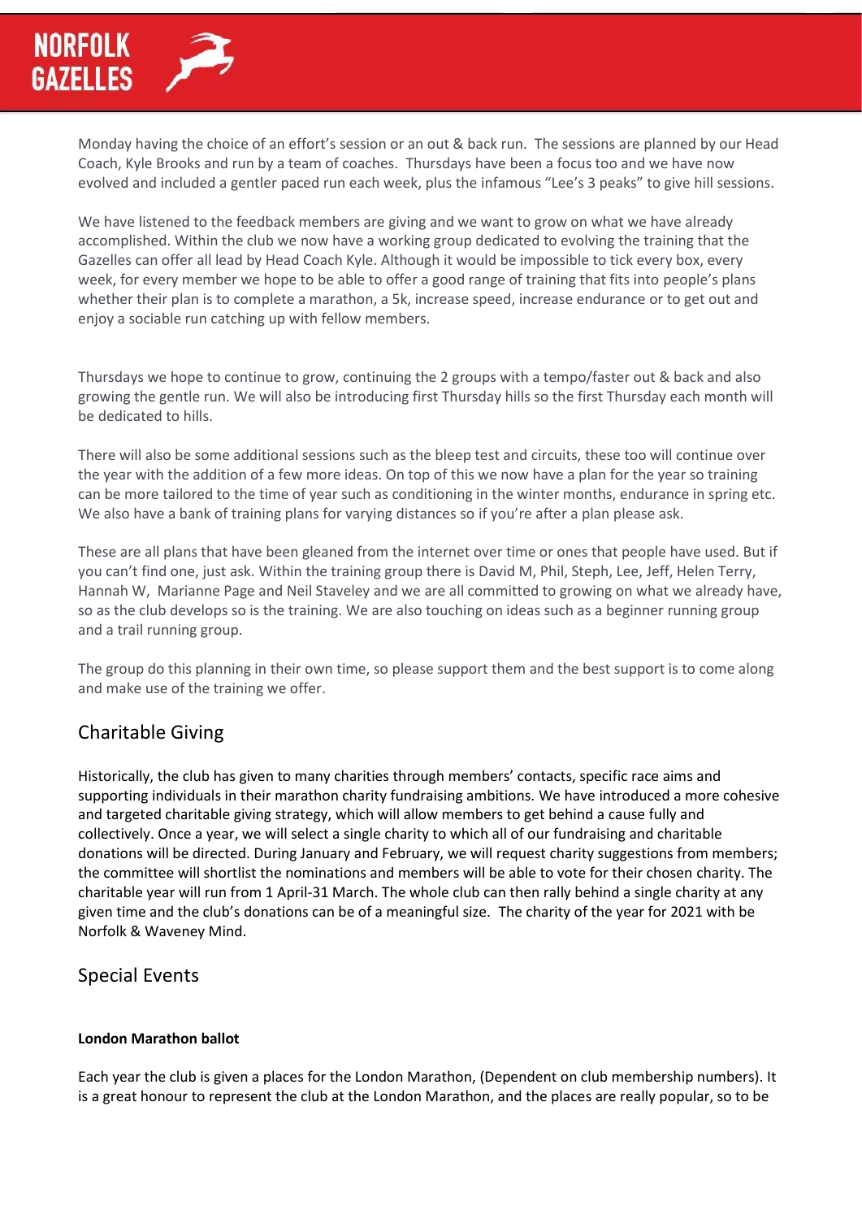Monday having the choice of an effort's session or an out & back run. The sessions are planned by our Head Coach, Kyle Brooks and run by a team of coaches. Thursdays have been a focus too and we have now evolved and included a gentler paced run each week, plus the infamous "Lee's 3 peaks" to give hill sessions.

We have listened to the feedback members are giving and we want to grow on what we have already accomplished. Within the club we now have a working group dedicated to evolving the training that the Gazelles can offer all lead by Head Coach Kyle. Although it would be impossible to tick every box, every week, for every member we hope to be able to offer a good range of training that fits into people's plans whether their plan is to complete a marathon, a 5k, increase speed, increase endurance or to get out and enjoy a sociable run catching up with fellow members.

Thursdays we hope to continue to grow, continuing the 2 groups with a tempo/faster out & back and also growing the gentle run. We will also be introducing first Thursday hills so the first Thursday each month will be dedicated to hills.

There will also be some additional sessions such as the bleep test and circuits, these too will continue over the year with the addition of a few more ideas. On top of this we now have a plan for the year so training can be more tailored to the time of year such as conditioning in the winter months, endurance in spring etc. We also have a bank of training plans for varying distances so if you're after a plan please ask.

These are all plans that have been gleaned from the internet over time or ones that people have used. But if you can't find one, just ask. Within the training group there is David M, Phil, Steph, Lee, Jeff, Helen Terry, Hannah W, Marianne Page and Neil Staveley and we are all committed to growing on what we already have, so as the club develops so is the training. We are also touching on ideas such as a beginner running group and a trail running group.

The group do this planning in their own time, so please support them and the best support is to come along and make use of the training we offer.

## Charitable Giving

Historically, the club has given to many charities through members' contacts, specific race aims and supporting individuals in their marathon charity fundraising ambitions. We have introduced a more cohesive and targeted charitable giving strategy, which will allow members to get behind a cause fully and collectively. Once a year, we will select a single charity to which all of our fundraising and charitable donations will be directed. During January and February, we will request charity suggestions from members; the committee will shortlist the nominations and members will be able to vote for their chosen charity. The charitable year will run from 1 April-31 March. The whole club can then rally behind a single charity at any given time and the club's donations can be of a meaningful size. The charity of the year for 2021 with be Norfolk & Waveney Mind.

## Special Events

**London Marathon ballot**

Each year the club is given a places for the London Marathon, (Dependent on club membership numbers). It is a great honour to represent the club at the London Marathon, and the places are really popular, so to be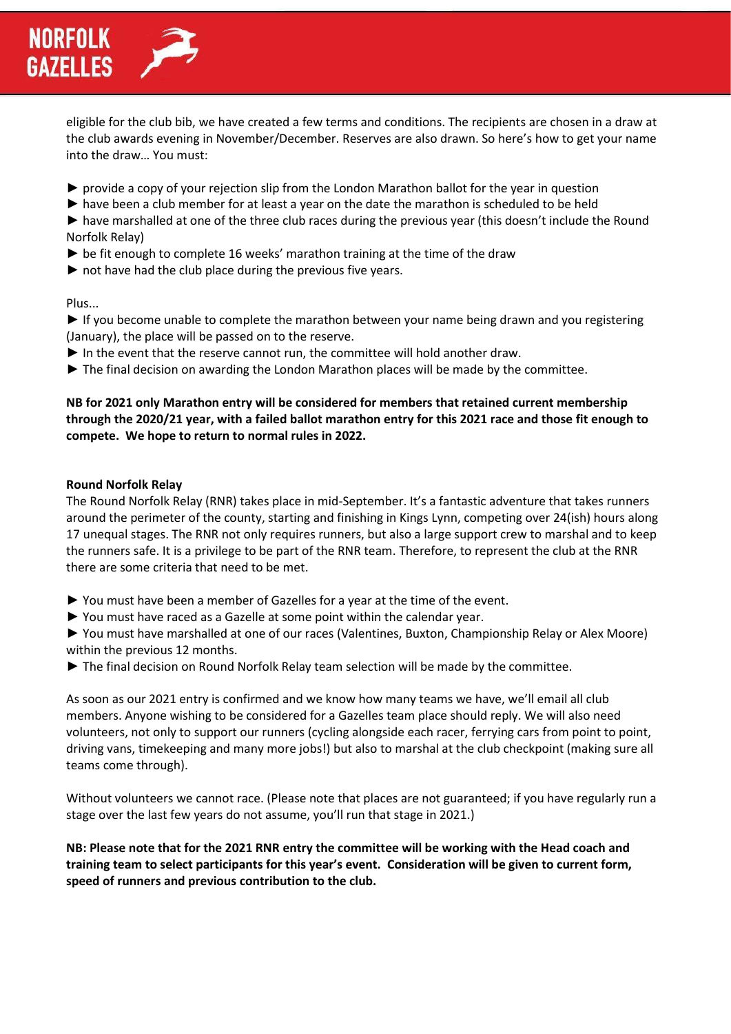eligible for the club bib, we have created a few terms and conditions. The recipients are chosen in a draw at the club awards evening in November/December. Reserves are also drawn. So here's how to get your name into the draw… You must:

► provide a copy of your rejection slip from the London Marathon ballot for the year in question
► have been a club member for at least a year on the date the marathon is scheduled to be held
► have marshalled at one of the three club races during the previous year (this doesn't include the Round Norfolk Relay)
► be fit enough to complete 16 weeks' marathon training at the time of the draw
► not have had the club place during the previous five years.

Plus...
► If you become unable to complete the marathon between your name being drawn and you registering (January), the place will be passed on to the reserve.
► In the event that the reserve cannot run, the committee will hold another draw.
► The final decision on awarding the London Marathon places will be made by the committee.

**NB for 2021 only Marathon entry will be considered for members that retained current membership through the 2020/21 year, with a failed ballot marathon entry for this 2021 race and those fit enough to compete. We hope to return to normal rules in 2022.**

**Round Norfolk Relay**
The Round Norfolk Relay (RNR) takes place in mid-September. It's a fantastic adventure that takes runners around the perimeter of the county, starting and finishing in Kings Lynn, competing over 24(ish) hours along 17 unequal stages. The RNR not only requires runners, but also a large support crew to marshal and to keep the runners safe. It is a privilege to be part of the RNR team. Therefore, to represent the club at the RNR there are some criteria that need to be met.

► You must have been a member of Gazelles for a year at the time of the event.
► You must have raced as a Gazelle at some point within the calendar year.
► You must have marshalled at one of our races (Valentines, Buxton, Championship Relay or Alex Moore) within the previous 12 months.
► The final decision on Round Norfolk Relay team selection will be made by the committee.

As soon as our 2021 entry is confirmed and we know how many teams we have, we'll email all club members. Anyone wishing to be considered for a Gazelles team place should reply. We will also need volunteers, not only to support our runners (cycling alongside each racer, ferrying cars from point to point, driving vans, timekeeping and many more jobs!) but also to marshal at the club checkpoint (making sure all teams come through).

Without volunteers we cannot race. (Please note that places are not guaranteed; if you have regularly run a stage over the last few years do not assume, you'll run that stage in 2021.)

**NB: Please note that for the 2021 RNR entry the committee will be working with the Head coach and training team to select participants for this year's event. Consideration will be given to current form, speed of runners and previous contribution to the club.**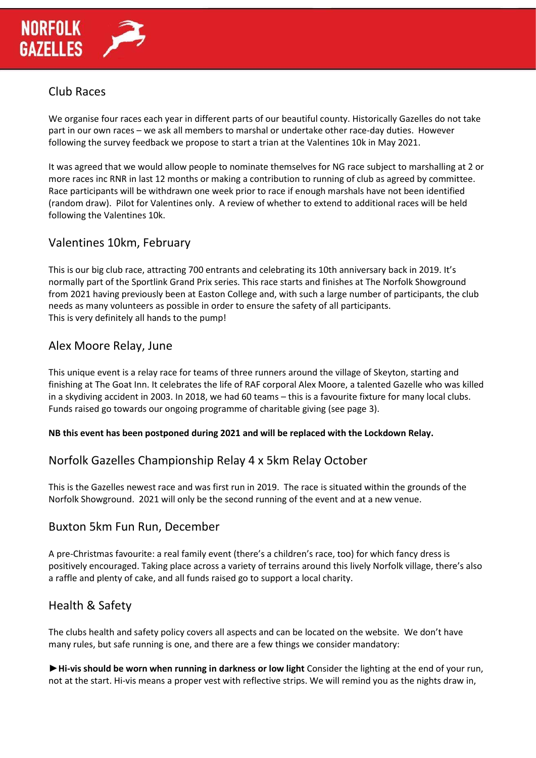## Club Races

We organise four races each year in different parts of our beautiful county. Historically Gazelles do not take part in our own races – we ask all members to marshal or undertake other race-day duties. However following the survey feedback we propose to start a trian at the Valentines 10k in May 2021.

It was agreed that we would allow people to nominate themselves for NG race subject to marshalling at 2 or more races inc RNR in last 12 months or making a contribution to running of club as agreed by committee. Race participants will be withdrawn one week prior to race if enough marshals have not been identified (random draw). Pilot for Valentines only. A review of whether to extend to additional races will be held following the Valentines 10k.

## Valentines 10km, February

This is our big club race, attracting 700 entrants and celebrating its 10th anniversary back in 2019. It's normally part of the Sportlink Grand Prix series. This race starts and finishes at The Norfolk Showground from 2021 having previously been at Easton College and, with such a large number of participants, the club needs as many volunteers as possible in order to ensure the safety of all participants.
This is very definitely all hands to the pump!

## Alex Moore Relay, June

This unique event is a relay race for teams of three runners around the village of Skeyton, starting and finishing at The Goat Inn. It celebrates the life of RAF corporal Alex Moore, a talented Gazelle who was killed in a skydiving accident in 2003. In 2018, we had 60 teams – this is a favourite fixture for many local clubs. Funds raised go towards our ongoing programme of charitable giving (see page 3).

**NB this event has been postponed during 2021 and will be replaced with the Lockdown Relay.**

## Norfolk Gazelles Championship Relay 4 x 5km Relay October

This is the Gazelles newest race and was first run in 2019. The race is situated within the grounds of the Norfolk Showground. 2021 will only be the second running of the event and at a new venue.

## Buxton 5km Fun Run, December

A pre-Christmas favourite: a real family event (there's a children's race, too) for which fancy dress is positively encouraged. Taking place across a variety of terrains around this lively Norfolk village, there's also a raffle and plenty of cake, and all funds raised go to support a local charity.

## Health & Safety

The clubs health and safety policy covers all aspects and can be located on the website. We don't have many rules, but safe running is one, and there are a few things we consider mandatory:

►**Hi-vis should be worn when running in darkness or low light** Consider the lighting at the end of your run, not at the start. Hi-vis means a proper vest with reflective strips. We will remind you as the nights draw in,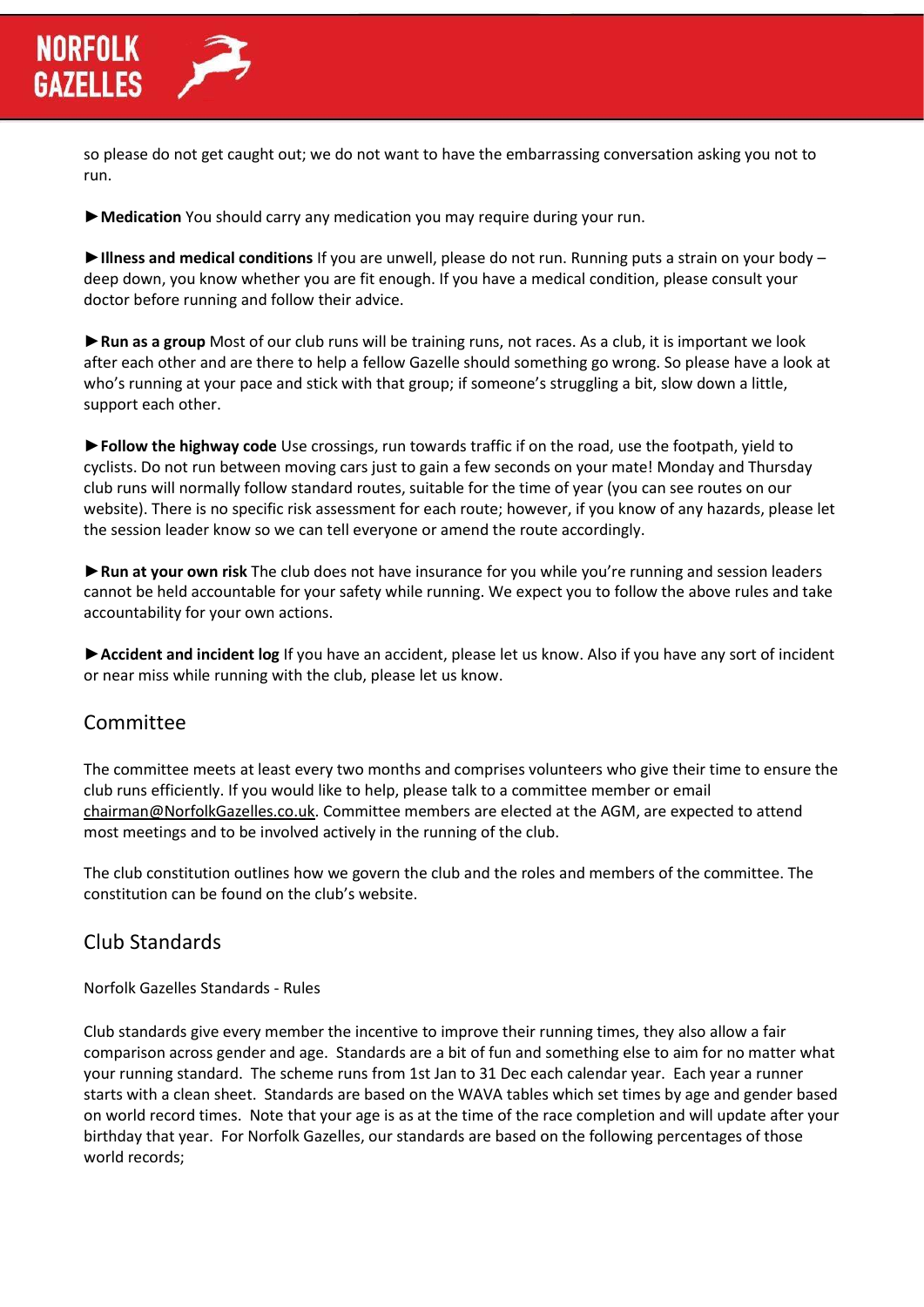so please do not get caught out; we do not want to have the embarrassing conversation asking you not to run.

►**Medication** You should carry any medication you may require during your run.

►**Illness and medical conditions** If you are unwell, please do not run. Running puts a strain on your body – deep down, you know whether you are fit enough. If you have a medical condition, please consult your doctor before running and follow their advice.

►**Run as a group** Most of our club runs will be training runs, not races. As a club, it is important we look after each other and are there to help a fellow Gazelle should something go wrong. So please have a look at who's running at your pace and stick with that group; if someone's struggling a bit, slow down a little, support each other.

►**Follow the highway code** Use crossings, run towards traffic if on the road, use the footpath, yield to cyclists. Do not run between moving cars just to gain a few seconds on your mate! Monday and Thursday club runs will normally follow standard routes, suitable for the time of year (you can see routes on our website). There is no specific risk assessment for each route; however, if you know of any hazards, please let the session leader know so we can tell everyone or amend the route accordingly.

►**Run at your own risk** The club does not have insurance for you while you're running and session leaders cannot be held accountable for your safety while running. We expect you to follow the above rules and take accountability for your own actions.

►**Accident and incident log** If you have an accident, please let us know. Also if you have any sort of incident or near miss while running with the club, please let us know.

## Committee

The committee meets at least every two months and comprises volunteers who give their time to ensure the club runs efficiently. If you would like to help, please talk to a committee member or email chairman@NorfolkGazelles.co.uk. Committee members are elected at the AGM, are expected to attend most meetings and to be involved actively in the running of the club.

The club constitution outlines how we govern the club and the roles and members of the committee. The constitution can be found on the club's website.

## Club Standards

Norfolk Gazelles Standards - Rules

Club standards give every member the incentive to improve their running times, they also allow a fair comparison across gender and age. Standards are a bit of fun and something else to aim for no matter what your running standard. The scheme runs from 1st Jan to 31 Dec each calendar year. Each year a runner starts with a clean sheet. Standards are based on the WAVA tables which set times by age and gender based on world record times. Note that your age is as at the time of the race completion and will update after your birthday that year. For Norfolk Gazelles, our standards are based on the following percentages of those world records;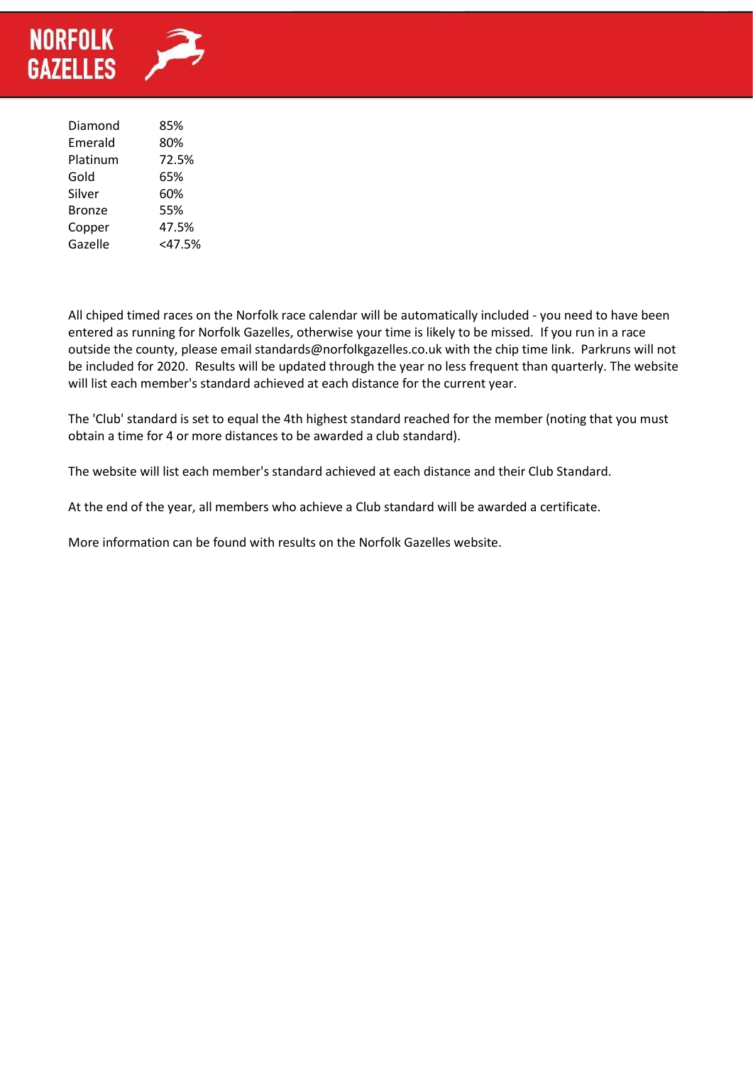| | |
|---|---|
| Diamond | 85% |
| Emerald | 80% |
| Platinum | 72.5% |
| Gold | 65% |
| Silver | 60% |
| Bronze | 55% |
| Copper | 47.5% |
| Gazelle | <47.5% |

All chiped timed races on the Norfolk race calendar will be automatically included - you need to have been entered as running for Norfolk Gazelles, otherwise your time is likely to be missed. If you run in a race outside the county, please email standards@norfolkgazelles.co.uk with the chip time link. Parkruns will not be included for 2020. Results will be updated through the year no less frequent than quarterly. The website will list each member's standard achieved at each distance for the current year.

The 'Club' standard is set to equal the 4th highest standard reached for the member (noting that you must obtain a time for 4 or more distances to be awarded a club standard).

The website will list each member's standard achieved at each distance and their Club Standard.

At the end of the year, all members who achieve a Club standard will be awarded a certificate.

More information can be found with results on the Norfolk Gazelles website.